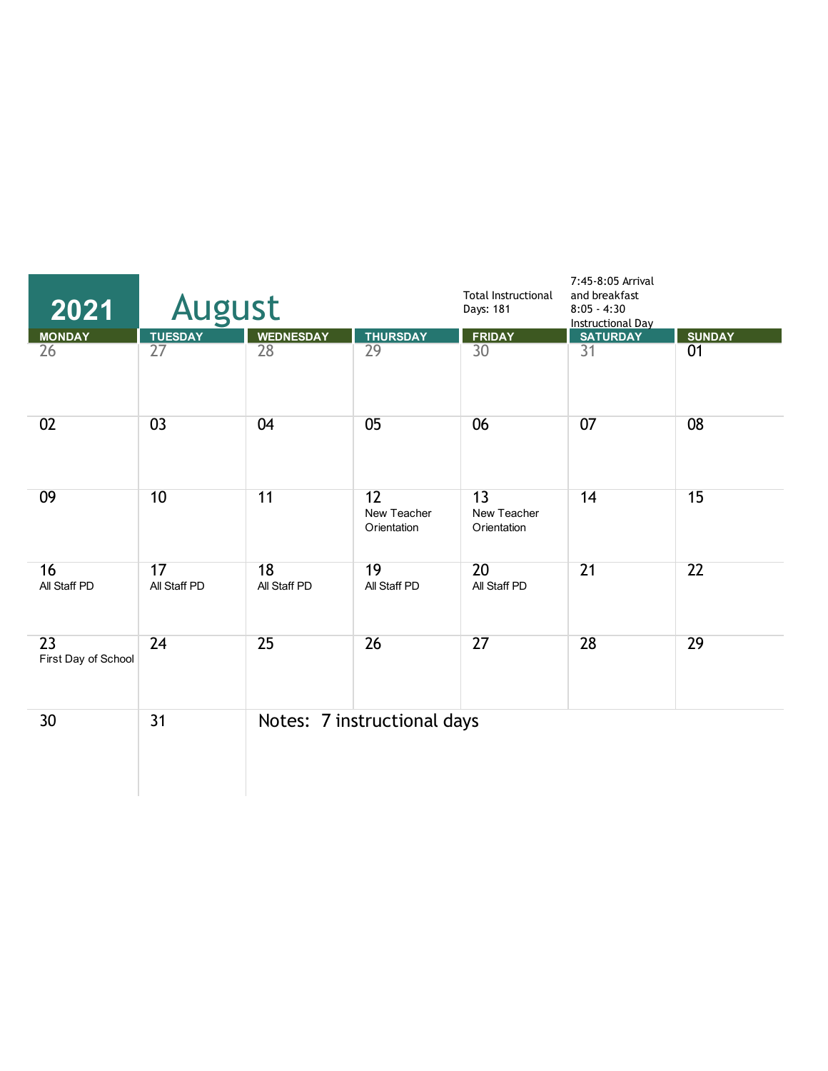# 2021 August

Total Instructional Days: 181

7:45-8:05 Arrival and breakfast
8:05 - 4:30 Instructional Day

| MONDAY | TUESDAY | WEDNESDAY | THURSDAY | FRIDAY | SATURDAY | SUNDAY |
|---|---|---|---|---|---|---|
| 26 | 27 | 28 | 29 | 30 | 31 | 01 |
| 02 | 03 | 04 | 05 | 06 | 07 | 08 |
| 09 | 10 | 11 | 12 New Teacher Orientation | 13 New Teacher Orientation | 14 | 15 |
| 16 All Staff PD | 17 All Staff PD | 18 All Staff PD | 19 All Staff PD | 20 All Staff PD | 21 | 22 |
| 23 First Day of School | 24 | 25 | 26 | 27 | 28 | 29 |
| 30 | 31 | Notes: 7 instructional days | | | | |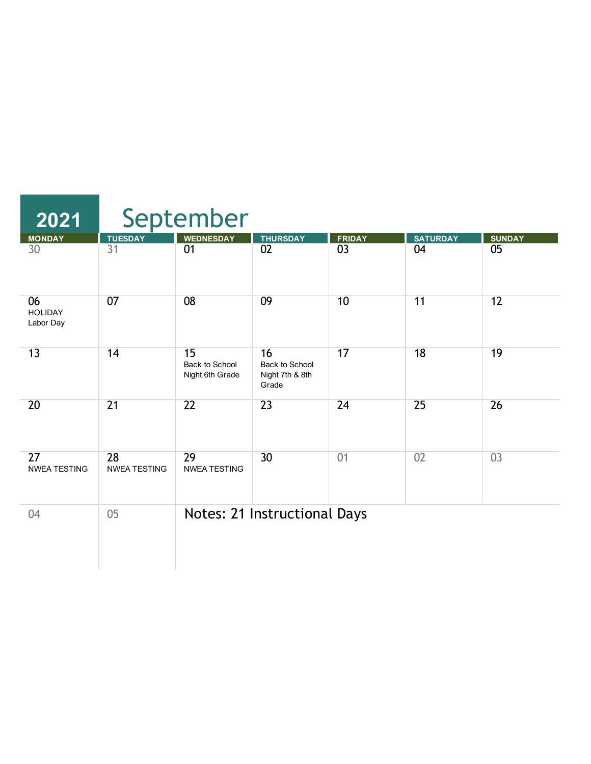# 2021 September

| MONDAY | TUESDAY | WEDNESDAY | THURSDAY | FRIDAY | SATURDAY | SUNDAY |
| --- | --- | --- | --- | --- | --- | --- |
| 30 | 31 | 01 | 02 | 03 | 04 | 05 |
| 06 HOLIDAY Labor Day | 07 | 08 | 09 | 10 | 11 | 12 |
| 13 | 14 | 15 Back to School Night 6th Grade | 16 Back to School Night 7th & 8th Grade | 17 | 18 | 19 |
| 20 | 21 | 22 | 23 | 24 | 25 | 26 |
| 27 NWEA TESTING | 28 NWEA TESTING | 29 NWEA TESTING | 30 | 01 | 02 | 03 |
| 04 | 05 | Notes: 21 Instructional Days | | | | |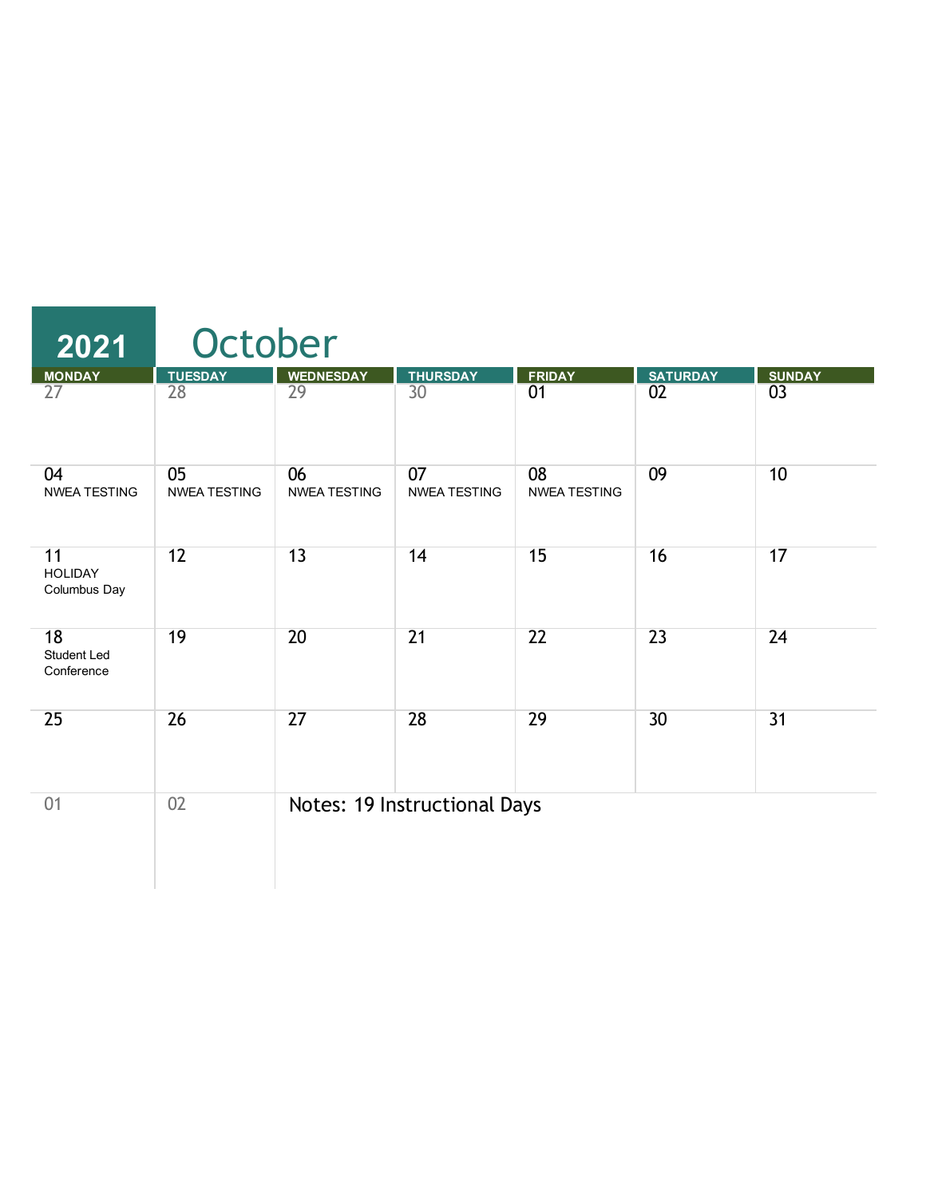# 2021 October

| MONDAY | TUESDAY | WEDNESDAY | THURSDAY | FRIDAY | SATURDAY | SUNDAY |
| --- | --- | --- | --- | --- | --- | --- |
| 27 | 28 | 29 | 30 | 01 | 02 | 03 |
| 04 NWEA TESTING | 05 NWEA TESTING | 06 NWEA TESTING | 07 NWEA TESTING | 08 NWEA TESTING | 09 | 10 |
| 11 HOLIDAY Columbus Day | 12 | 13 | 14 | 15 | 16 | 17 |
| 18 Student Led Conference | 19 | 20 | 21 | 22 | 23 | 24 |
| 25 | 26 | 27 | 28 | 29 | 30 | 31 |
| 01 | 02 | Notes: 19 Instructional Days | | | | |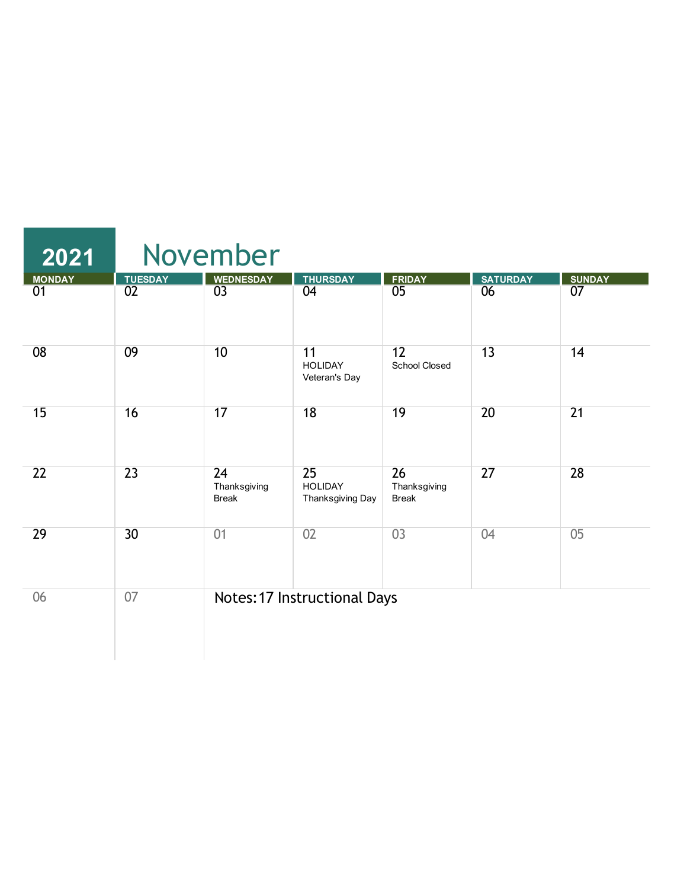# 2021 November

| MONDAY | TUESDAY | WEDNESDAY | THURSDAY | FRIDAY | SATURDAY | SUNDAY |
|---|---|---|---|---|---|---|
| 01 | 02 | 03 | 04 | 05 | 06 | 07 |
| 08 | 09 | 10 | 11 HOLIDAY Veteran's Day | 12 School Closed | 13 | 14 |
| 15 | 16 | 17 | 18 | 19 | 20 | 21 |
| 22 | 23 | 24 Thanksgiving Break | 25 HOLIDAY Thanksgiving Day | 26 Thanksgiving Break | 27 | 28 |
| 29 | 30 | 01 | 02 | 03 | 04 | 05 |
| 06 | 07 | | | | | |

Notes: 17 Instructional Days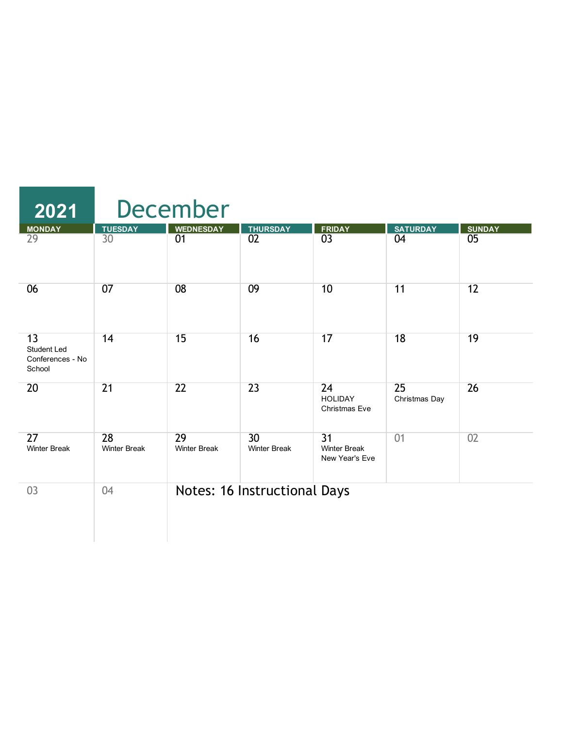# 2021 December

| MONDAY | TUESDAY | WEDNESDAY | THURSDAY | FRIDAY | SATURDAY | SUNDAY |
|---|---|---|---|---|---|---|
| 29 | 30 | 01 | 02 | 03 | 04 | 05 |
| 06 | 07 | 08 | 09 | 10 | 11 | 12 |
| 13 Student Led Conferences - No School | 14 | 15 | 16 | 17 | 18 | 19 |
| 20 | 21 | 22 | 23 | 24 HOLIDAY Christmas Eve | 25 Christmas Day | 26 |
| 27 Winter Break | 28 Winter Break | 29 Winter Break | 30 Winter Break | 31 Winter Break New Year's Eve | 01 | 02 |
| 03 | 04 | Notes: 16 Instructional Days | | | | |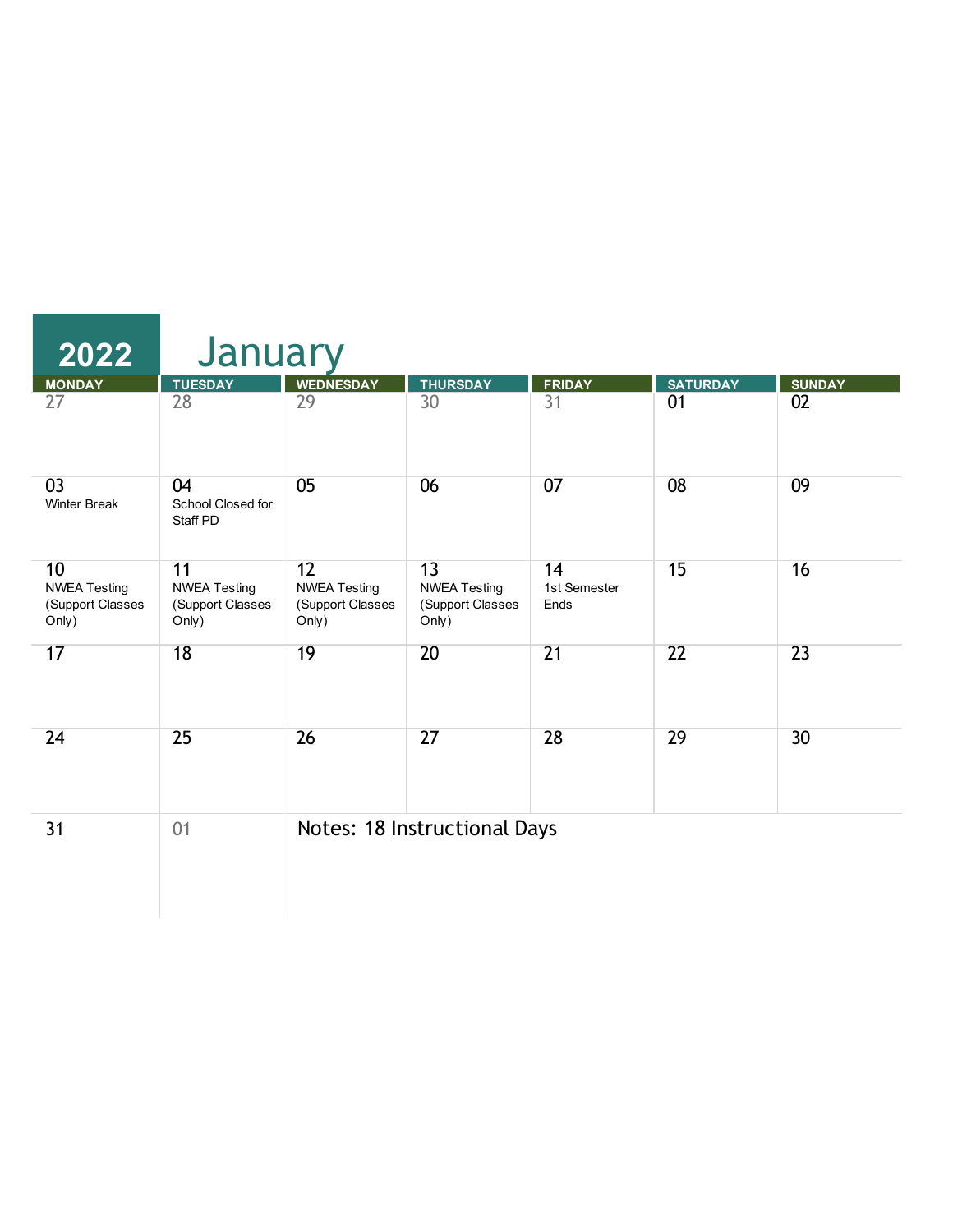# 2022 January

| MONDAY | TUESDAY | WEDNESDAY | THURSDAY | FRIDAY | SATURDAY | SUNDAY |
|---|---|---|---|---|---|---|
| 27 | 28 | 29 | 30 | 31 | 01 | 02 |
| 03 Winter Break | 04 School Closed for Staff PD | 05 | 06 | 07 | 08 | 09 |
| 10 NWEA Testing (Support Classes Only) | 11 NWEA Testing (Support Classes Only) | 12 NWEA Testing (Support Classes Only) | 13 NWEA Testing (Support Classes Only) | 14 1st Semester Ends | 15 | 16 |
| 17 | 18 | 19 | 20 | 21 | 22 | 23 |
| 24 | 25 | 26 | 27 | 28 | 29 | 30 |
| 31 | 01 | Notes: 18 Instructional Days | | | | |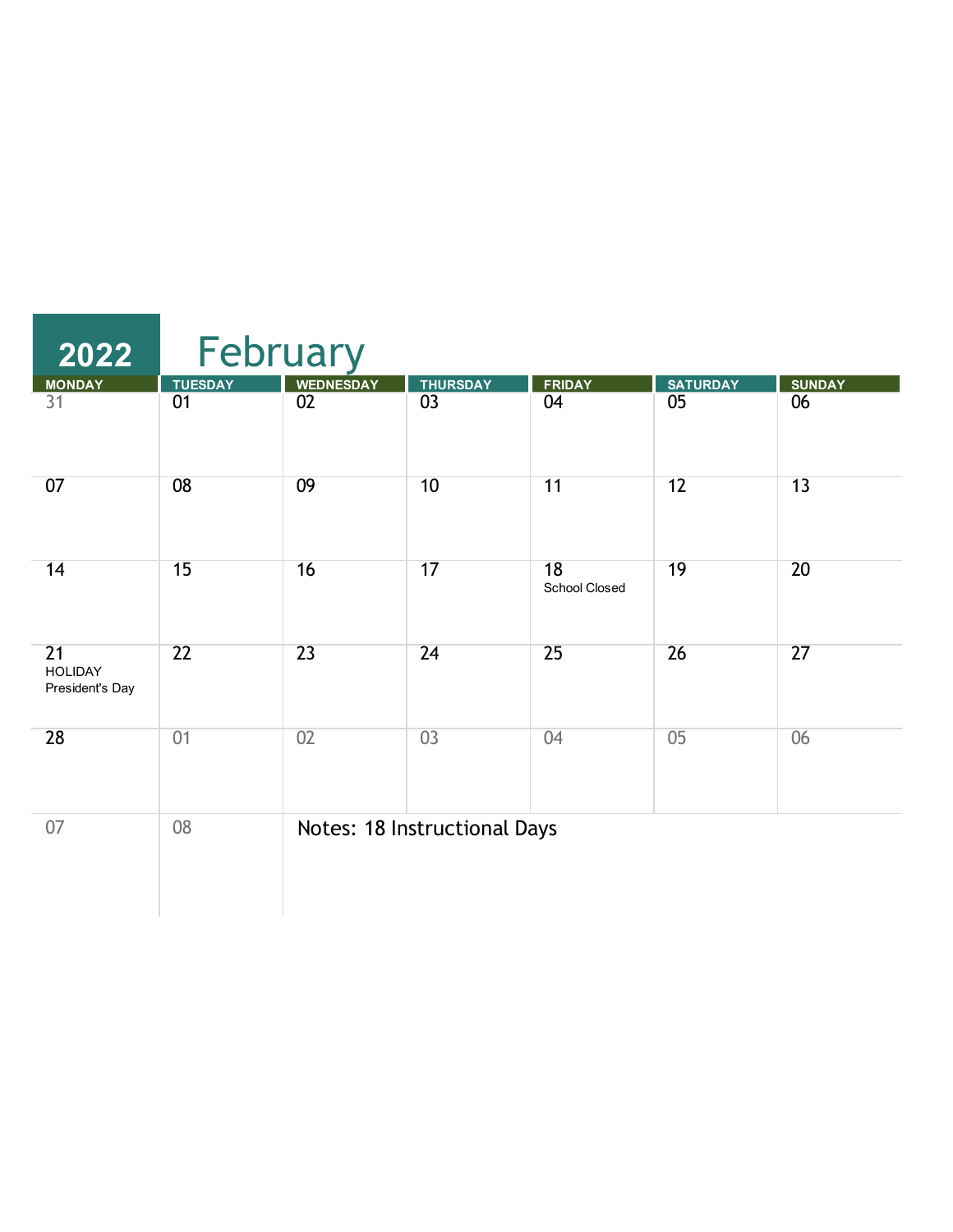# 2022 February

| MONDAY | TUESDAY | WEDNESDAY | THURSDAY | FRIDAY | SATURDAY | SUNDAY |
|---|---|---|---|---|---|---|
| 31 | 01 | 02 | 03 | 04 | 05 | 06 |
| 07 | 08 | 09 | 10 | 11 | 12 | 13 |
| 14 | 15 | 16 | 17 | 18 School Closed | 19 | 20 |
| 21 HOLIDAY President's Day | 22 | 23 | 24 | 25 | 26 | 27 |
| 28 | 01 | 02 | 03 | 04 | 05 | 06 |
| 07 | 08 | Notes: 18 Instructional Days | | | | |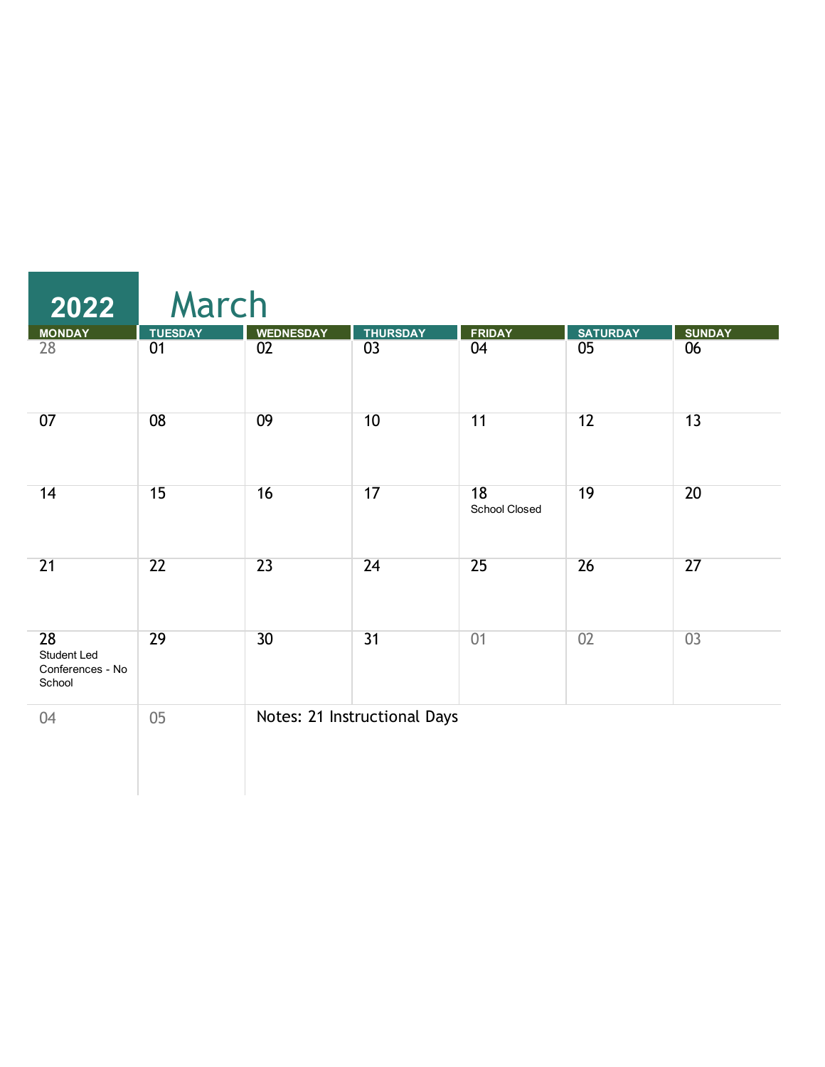# 2022 March

| MONDAY | TUESDAY | WEDNESDAY | THURSDAY | FRIDAY | SATURDAY | SUNDAY |
|---|---|---|---|---|---|---|
| 28 | 01 | 02 | 03 | 04 | 05 | 06 |
| 07 | 08 | 09 | 10 | 11 | 12 | 13 |
| 14 | 15 | 16 | 17 | 18 School Closed | 19 | 20 |
| 21 | 22 | 23 | 24 | 25 | 26 | 27 |
| 28 Student Led Conferences - No School | 29 | 30 | 31 | 01 | 02 | 03 |
| 04 | 05 | Notes: 21 Instructional Days | | | | |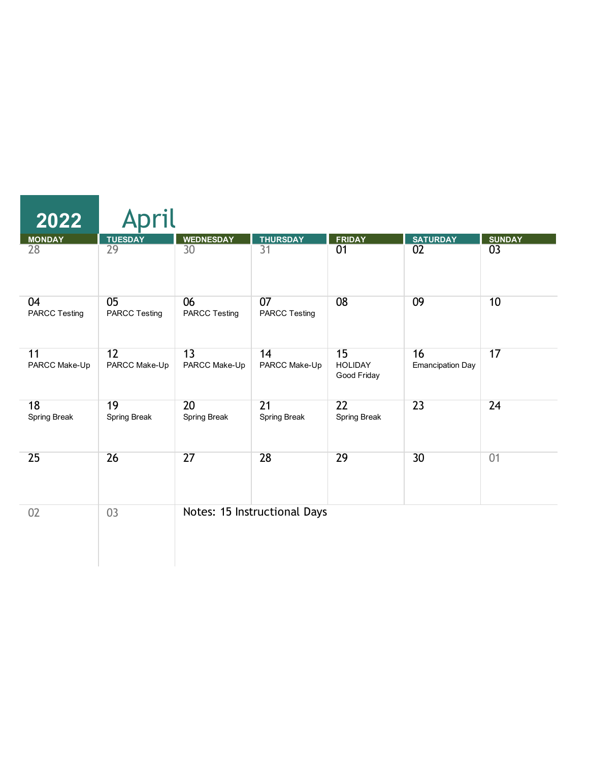# 2022 April

| MONDAY | TUESDAY | WEDNESDAY | THURSDAY | FRIDAY | SATURDAY | SUNDAY |
|---|---|---|---|---|---|---|
| 28 | 29 | 30 | 31 | 01 | 02 | 03 |
| 04 PARCC Testing | 05 PARCC Testing | 06 PARCC Testing | 07 PARCC Testing | 08 | 09 | 10 |
| 11 PARCC Make-Up | 12 PARCC Make-Up | 13 PARCC Make-Up | 14 PARCC Make-Up | 15 HOLIDAY Good Friday | 16 Emancipation Day | 17 |
| 18 Spring Break | 19 Spring Break | 20 Spring Break | 21 Spring Break | 22 Spring Break | 23 | 24 |
| 25 | 26 | 27 | 28 | 29 | 30 | 01 |
| 02 | 03 | Notes: 15 Instructional Days | | | | |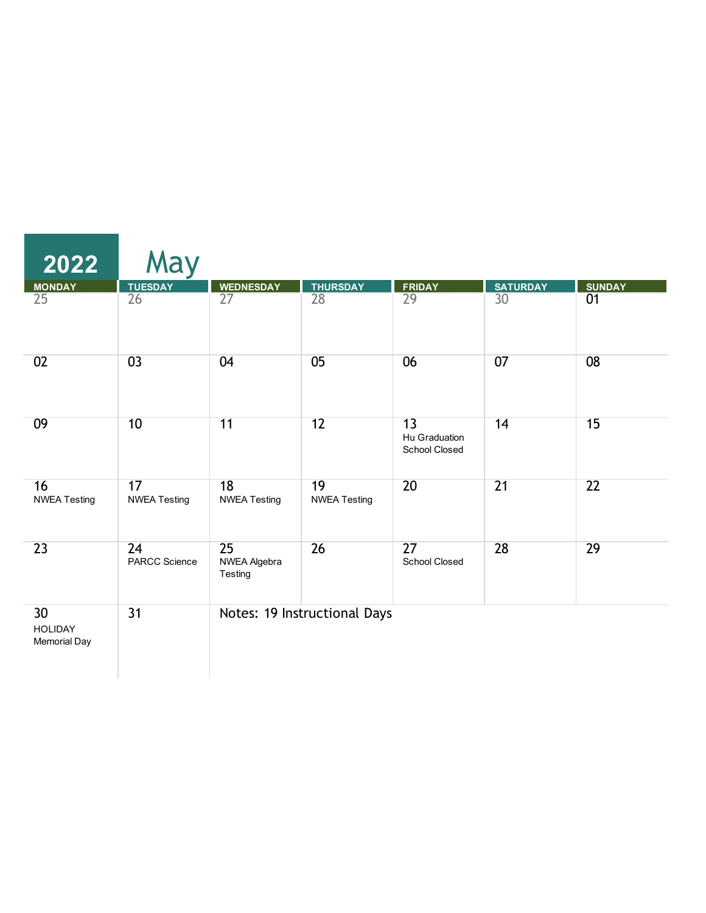# 2022 May

| MONDAY | TUESDAY | WEDNESDAY | THURSDAY | FRIDAY | SATURDAY | SUNDAY |
|---|---|---|---|---|---|---|
| 25 | 26 | 27 | 28 | 29 | 30 | 01 |
| 02 | 03 | 04 | 05 | 06 | 07 | 08 |
| 09 | 10 | 11 | 12 | 13 Hu Graduation School Closed | 14 | 15 |
| 16 NWEA Testing | 17 NWEA Testing | 18 NWEA Testing | 19 NWEA Testing | 20 | 21 | 22 |
| 23 | 24 PARCC Science | 25 NWEA Algebra Testing | 26 | 27 School Closed | 28 | 29 |
| 30 HOLIDAY Memorial Day | 31 | Notes: 19 Instructional Days | | | | |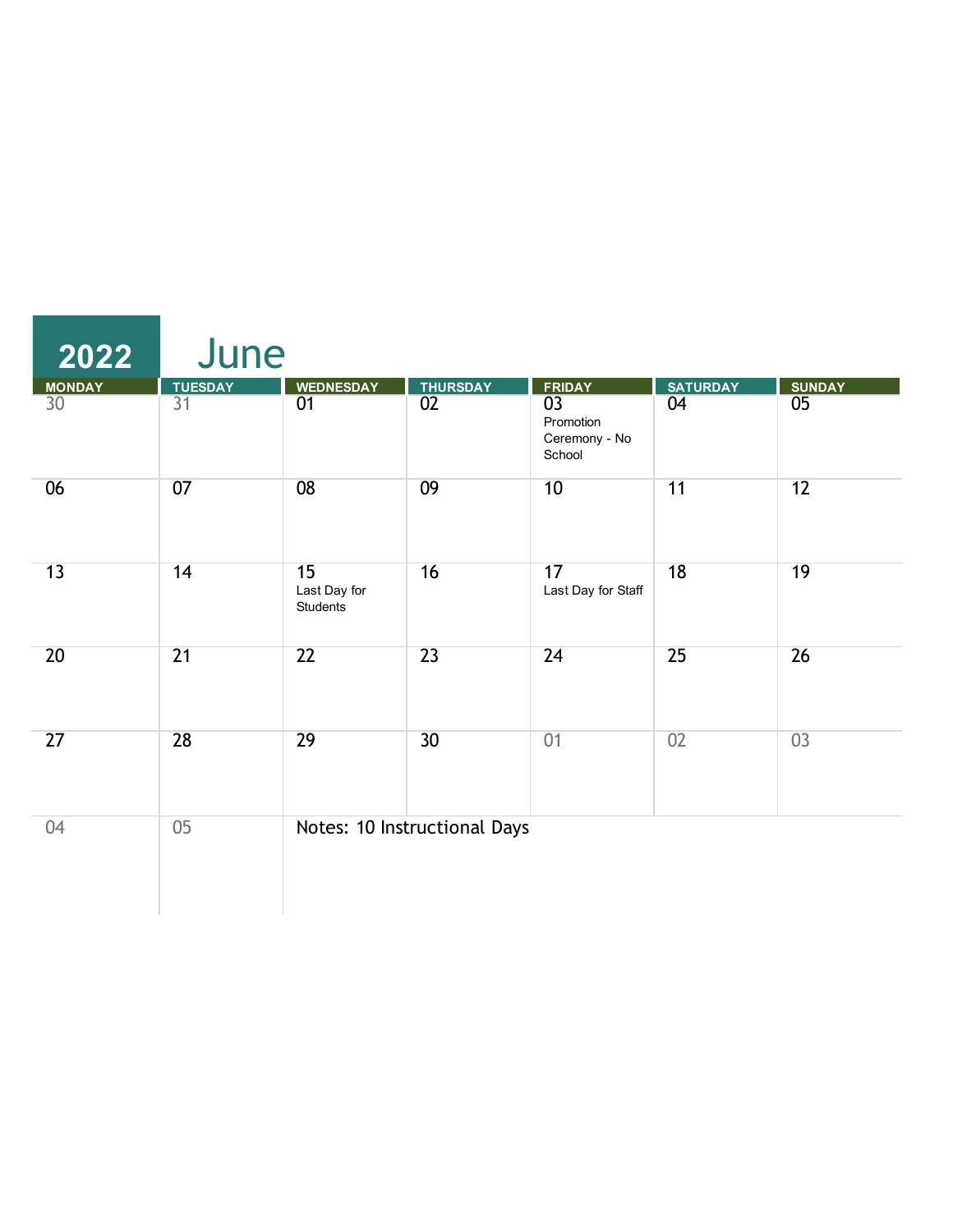# 2022 June

| MONDAY | TUESDAY | WEDNESDAY | THURSDAY | FRIDAY | SATURDAY | SUNDAY |
| --- | --- | --- | --- | --- | --- | --- |
| 30 | 31 | 01 | 02 | 03 Promotion Ceremony - No School | 04 | 05 |
| 06 | 07 | 08 | 09 | 10 | 11 | 12 |
| 13 | 14 | 15 Last Day for Students | 16 | 17 Last Day for Staff | 18 | 19 |
| 20 | 21 | 22 | 23 | 24 | 25 | 26 |
| 27 | 28 | 29 | 30 | 01 | 02 | 03 |
| 04 | 05 | Notes: 10 Instructional Days | | | | |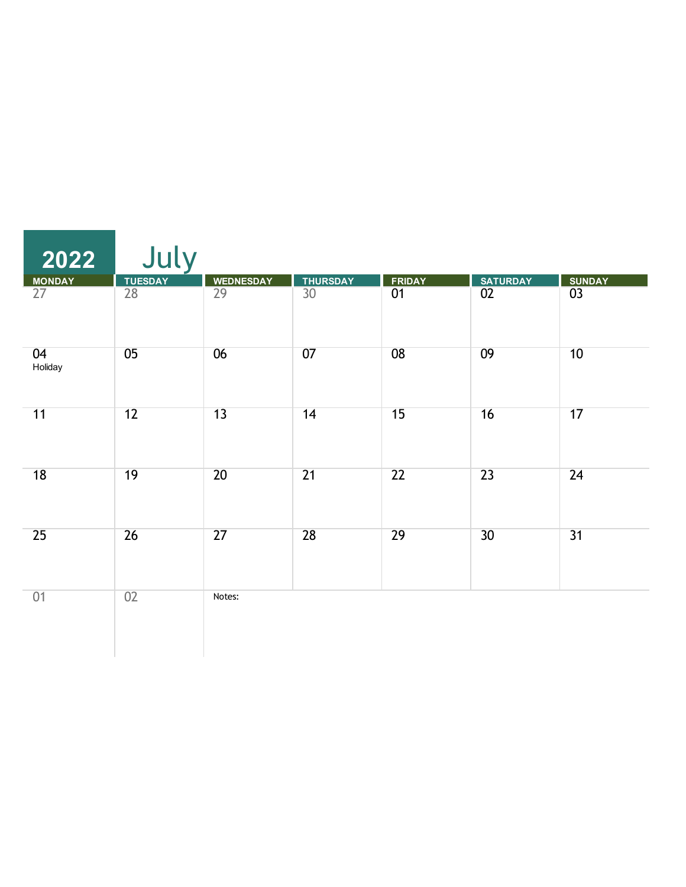# 2022 July

| MONDAY | TUESDAY | WEDNESDAY | THURSDAY | FRIDAY | SATURDAY | SUNDAY |
|---|---|---|---|---|---|---|
| 27 | 28 | 29 | 30 | 01 | 02 | 03 |
| 04 Holiday | 05 | 06 | 07 | 08 | 09 | 10 |
| 11 | 12 | 13 | 14 | 15 | 16 | 17 |
| 18 | 19 | 20 | 21 | 22 | 23 | 24 |
| 25 | 26 | 27 | 28 | 29 | 30 | 31 |
| 01 | 02 | Notes: | | | | |